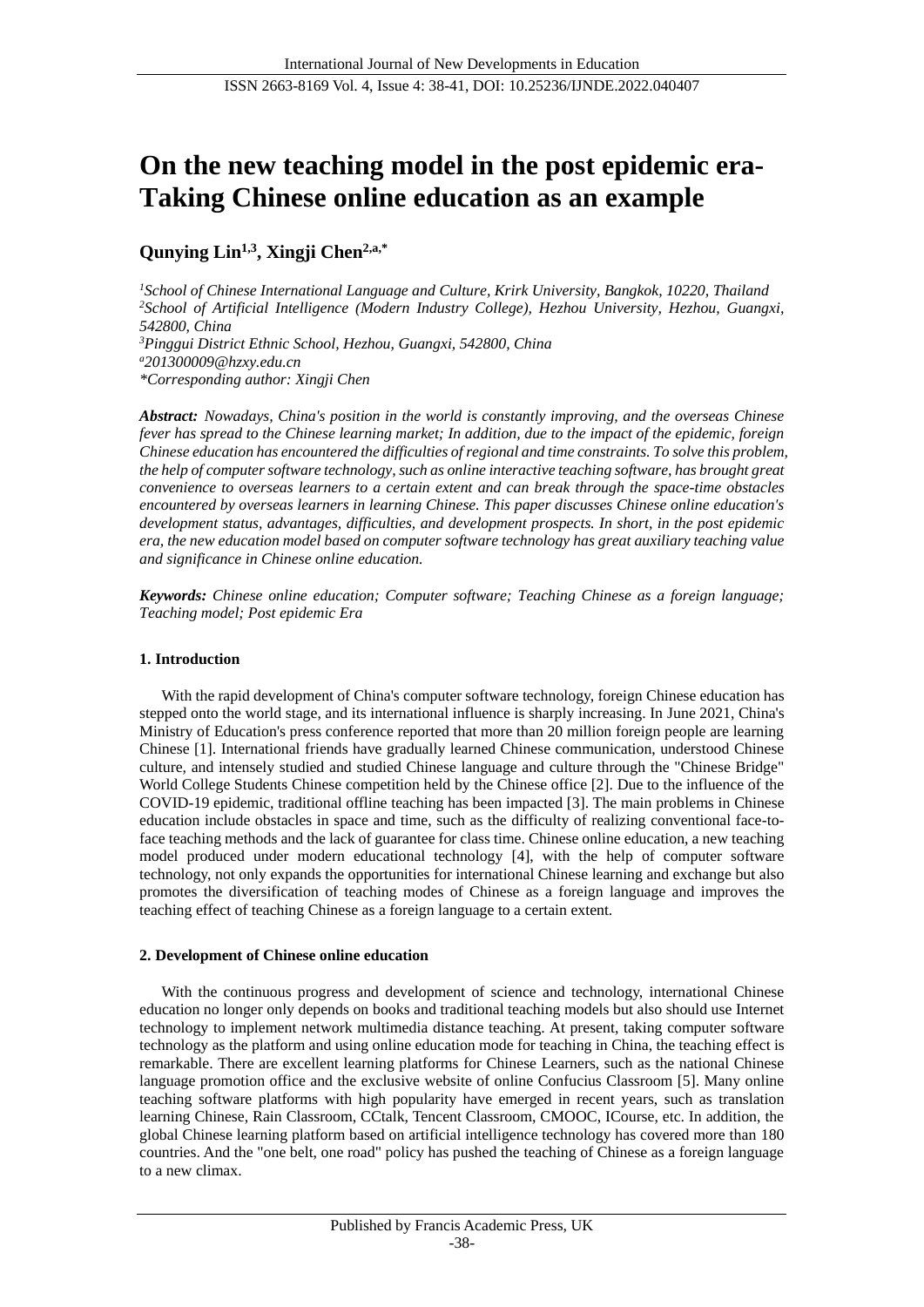# On the new teaching model in the post epidemic era-Taking Chinese online education as an example

**Qunying Lin[1,3], Xingji Chen[2,a,*]**

*[1]School of Chinese International Language and Culture, Krirk University, Bangkok, 10220, Thailand*
*[2]School of Artificial Intelligence (Modern Industry College), Hezhou University, Hezhou, Guangxi, 542800, China*
*[3]Pinggui District Ethnic School, Hezhou, Guangxi, 542800, China*
*[a]201300009@hzxy.edu.cn*
*\*Corresponding author: Xingji Chen*

***Abstract:*** *Nowadays, China's position in the world is constantly improving, and the overseas Chinese fever has spread to the Chinese learning market; In addition, due to the impact of the epidemic, foreign Chinese education has encountered the difficulties of regional and time constraints. To solve this problem, the help of computer software technology, such as online interactive teaching software, has brought great convenience to overseas learners to a certain extent and can break through the space-time obstacles encountered by overseas learners in learning Chinese. This paper discusses Chinese online education's development status, advantages, difficulties, and development prospects. In short, in the post epidemic era, the new education model based on computer software technology has great auxiliary teaching value and significance in Chinese online education.*

***Keywords:*** *Chinese online education; Computer software; Teaching Chinese as a foreign language; Teaching model; Post epidemic Era*

## 1. Introduction

With the rapid development of China's computer software technology, foreign Chinese education has stepped onto the world stage, and its international influence is sharply increasing. In June 2021, China's Ministry of Education's press conference reported that more than 20 million foreign people are learning Chinese [1]. International friends have gradually learned Chinese communication, understood Chinese culture, and intensely studied and studied Chinese language and culture through the "Chinese Bridge" World College Students Chinese competition held by the Chinese office [2]. Due to the influence of the COVID-19 epidemic, traditional offline teaching has been impacted [3]. The main problems in Chinese education include obstacles in space and time, such as the difficulty of realizing conventional face-to-face teaching methods and the lack of guarantee for class time. Chinese online education, a new teaching model produced under modern educational technology [4], with the help of computer software technology, not only expands the opportunities for international Chinese learning and exchange but also promotes the diversification of teaching modes of Chinese as a foreign language and improves the teaching effect of teaching Chinese as a foreign language to a certain extent.

## 2. Development of Chinese online education

With the continuous progress and development of science and technology, international Chinese education no longer only depends on books and traditional teaching models but also should use Internet technology to implement network multimedia distance teaching. At present, taking computer software technology as the platform and using online education mode for teaching in China, the teaching effect is remarkable. There are excellent learning platforms for Chinese Learners, such as the national Chinese language promotion office and the exclusive website of online Confucius Classroom [5]. Many online teaching software platforms with high popularity have emerged in recent years, such as translation learning Chinese, Rain Classroom, CCtalk, Tencent Classroom, CMOOC, ICourse, etc. In addition, the global Chinese learning platform based on artificial intelligence technology has covered more than 180 countries. And the "one belt, one road" policy has pushed the teaching of Chinese as a foreign language to a new climax.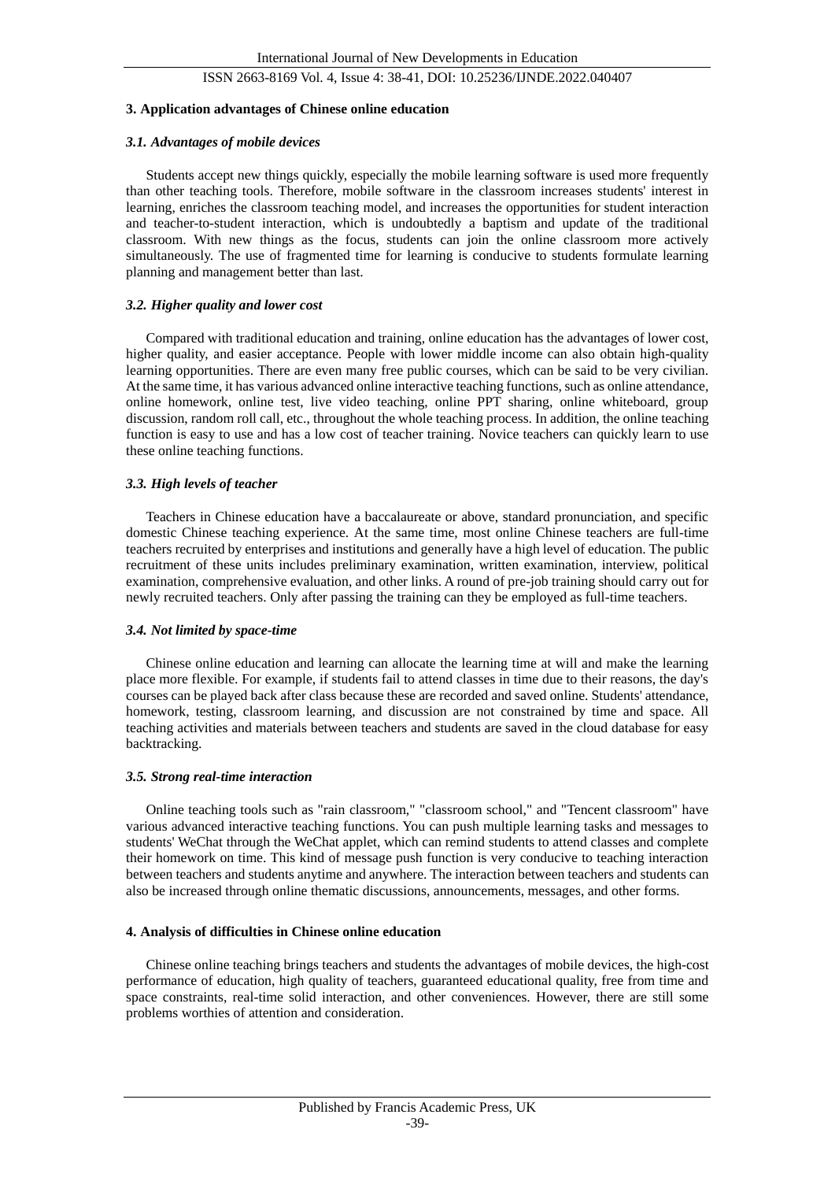## 3. Application advantages of Chinese online education

### *3.1. Advantages of mobile devices*

Students accept new things quickly, especially the mobile learning software is used more frequently than other teaching tools. Therefore, mobile software in the classroom increases students' interest in learning, enriches the classroom teaching model, and increases the opportunities for student interaction and teacher-to-student interaction, which is undoubtedly a baptism and update of the traditional classroom. With new things as the focus, students can join the online classroom more actively simultaneously. The use of fragmented time for learning is conducive to students formulate learning planning and management better than last.

### *3.2. Higher quality and lower cost*

Compared with traditional education and training, online education has the advantages of lower cost, higher quality, and easier acceptance. People with lower middle income can also obtain high-quality learning opportunities. There are even many free public courses, which can be said to be very civilian. At the same time, it has various advanced online interactive teaching functions, such as online attendance, online homework, online test, live video teaching, online PPT sharing, online whiteboard, group discussion, random roll call, etc., throughout the whole teaching process. In addition, the online teaching function is easy to use and has a low cost of teacher training. Novice teachers can quickly learn to use these online teaching functions.

### *3.3. High levels of teacher*

Teachers in Chinese education have a baccalaureate or above, standard pronunciation, and specific domestic Chinese teaching experience. At the same time, most online Chinese teachers are full-time teachers recruited by enterprises and institutions and generally have a high level of education. The public recruitment of these units includes preliminary examination, written examination, interview, political examination, comprehensive evaluation, and other links. A round of pre-job training should carry out for newly recruited teachers. Only after passing the training can they be employed as full-time teachers.

### *3.4. Not limited by space-time*

Chinese online education and learning can allocate the learning time at will and make the learning place more flexible. For example, if students fail to attend classes in time due to their reasons, the day's courses can be played back after class because these are recorded and saved online. Students' attendance, homework, testing, classroom learning, and discussion are not constrained by time and space. All teaching activities and materials between teachers and students are saved in the cloud database for easy backtracking.

### *3.5. Strong real-time interaction*

Online teaching tools such as "rain classroom," "classroom school," and "Tencent classroom" have various advanced interactive teaching functions. You can push multiple learning tasks and messages to students' WeChat through the WeChat applet, which can remind students to attend classes and complete their homework on time. This kind of message push function is very conducive to teaching interaction between teachers and students anytime and anywhere. The interaction between teachers and students can also be increased through online thematic discussions, announcements, messages, and other forms.

## 4. Analysis of difficulties in Chinese online education

Chinese online teaching brings teachers and students the advantages of mobile devices, the high-cost performance of education, high quality of teachers, guaranteed educational quality, free from time and space constraints, real-time solid interaction, and other conveniences. However, there are still some problems worthies of attention and consideration.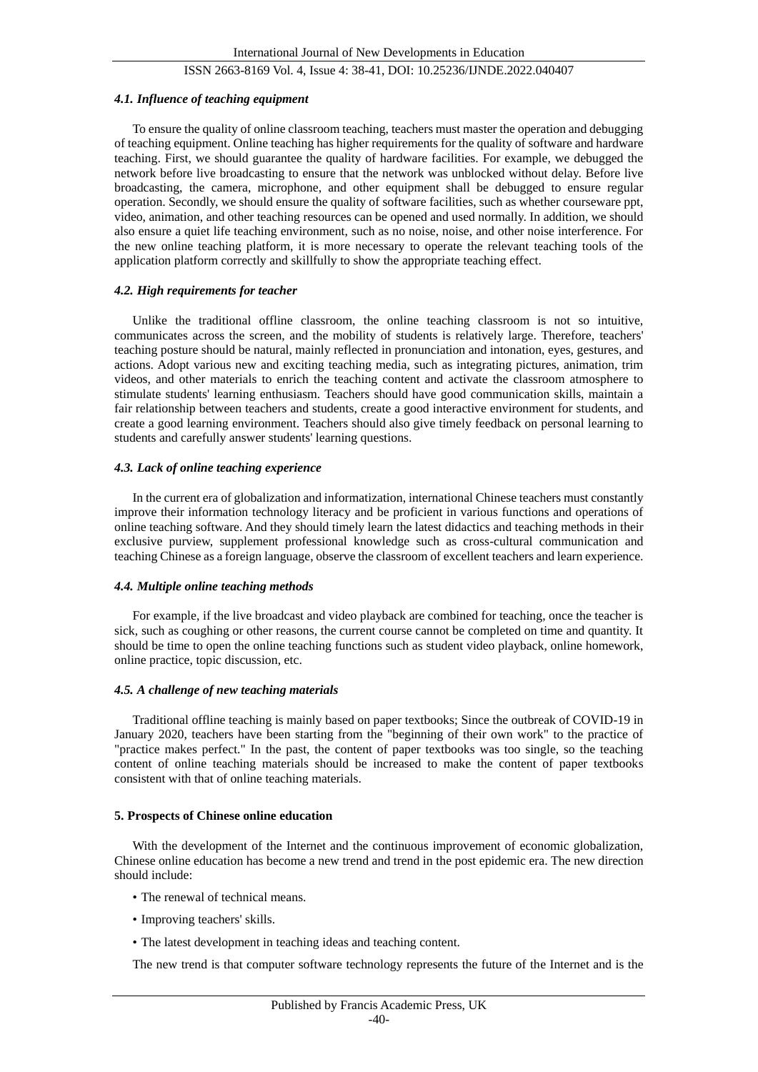#### *4.1. Influence of teaching equipment*

To ensure the quality of online classroom teaching, teachers must master the operation and debugging of teaching equipment. Online teaching has higher requirements for the quality of software and hardware teaching. First, we should guarantee the quality of hardware facilities. For example, we debugged the network before live broadcasting to ensure that the network was unblocked without delay. Before live broadcasting, the camera, microphone, and other equipment shall be debugged to ensure regular operation. Secondly, we should ensure the quality of software facilities, such as whether courseware ppt, video, animation, and other teaching resources can be opened and used normally. In addition, we should also ensure a quiet life teaching environment, such as no noise, noise, and other noise interference. For the new online teaching platform, it is more necessary to operate the relevant teaching tools of the application platform correctly and skillfully to show the appropriate teaching effect.

#### *4.2. High requirements for teacher*

Unlike the traditional offline classroom, the online teaching classroom is not so intuitive, communicates across the screen, and the mobility of students is relatively large. Therefore, teachers' teaching posture should be natural, mainly reflected in pronunciation and intonation, eyes, gestures, and actions. Adopt various new and exciting teaching media, such as integrating pictures, animation, trim videos, and other materials to enrich the teaching content and activate the classroom atmosphere to stimulate students' learning enthusiasm. Teachers should have good communication skills, maintain a fair relationship between teachers and students, create a good interactive environment for students, and create a good learning environment. Teachers should also give timely feedback on personal learning to students and carefully answer students' learning questions.

#### *4.3. Lack of online teaching experience*

In the current era of globalization and informatization, international Chinese teachers must constantly improve their information technology literacy and be proficient in various functions and operations of online teaching software. And they should timely learn the latest didactics and teaching methods in their exclusive purview, supplement professional knowledge such as cross-cultural communication and teaching Chinese as a foreign language, observe the classroom of excellent teachers and learn experience.

#### *4.4. Multiple online teaching methods*

For example, if the live broadcast and video playback are combined for teaching, once the teacher is sick, such as coughing or other reasons, the current course cannot be completed on time and quantity. It should be time to open the online teaching functions such as student video playback, online homework, online practice, topic discussion, etc.

#### *4.5. A challenge of new teaching materials*

Traditional offline teaching is mainly based on paper textbooks; Since the outbreak of COVID-19 in January 2020, teachers have been starting from the "beginning of their own work" to the practice of "practice makes perfect." In the past, the content of paper textbooks was too single, so the teaching content of online teaching materials should be increased to make the content of paper textbooks consistent with that of online teaching materials.

### **5. Prospects of Chinese online education**

With the development of the Internet and the continuous improvement of economic globalization, Chinese online education has become a new trend and trend in the post epidemic era. The new direction should include:

- The renewal of technical means.
- Improving teachers' skills.
- The latest development in teaching ideas and teaching content.

The new trend is that computer software technology represents the future of the Internet and is the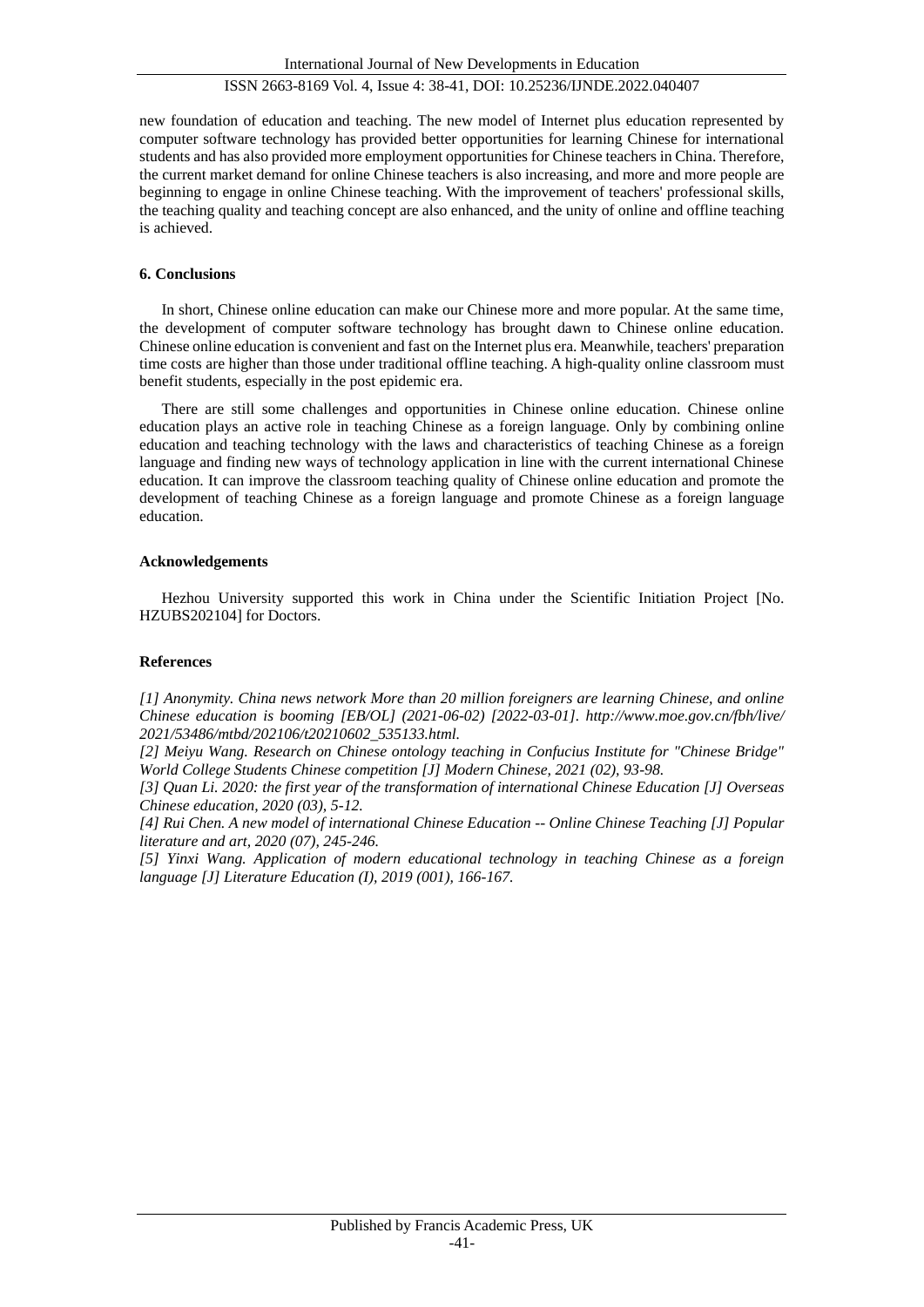new foundation of education and teaching. The new model of Internet plus education represented by computer software technology has provided better opportunities for learning Chinese for international students and has also provided more employment opportunities for Chinese teachers in China. Therefore, the current market demand for online Chinese teachers is also increasing, and more and more people are beginning to engage in online Chinese teaching. With the improvement of teachers' professional skills, the teaching quality and teaching concept are also enhanced, and the unity of online and offline teaching is achieved.

## 6. Conclusions

In short, Chinese online education can make our Chinese more and more popular. At the same time, the development of computer software technology has brought dawn to Chinese online education. Chinese online education is convenient and fast on the Internet plus era. Meanwhile, teachers' preparation time costs are higher than those under traditional offline teaching. A high-quality online classroom must benefit students, especially in the post epidemic era.

There are still some challenges and opportunities in Chinese online education. Chinese online education plays an active role in teaching Chinese as a foreign language. Only by combining online education and teaching technology with the laws and characteristics of teaching Chinese as a foreign language and finding new ways of technology application in line with the current international Chinese education. It can improve the classroom teaching quality of Chinese online education and promote the development of teaching Chinese as a foreign language and promote Chinese as a foreign language education.

## Acknowledgements

Hezhou University supported this work in China under the Scientific Initiation Project [No. HZUBS202104] for Doctors.

## References

*[1] Anonymity. China news network More than 20 million foreigners are learning Chinese, and online Chinese education is booming [EB/OL] (2021-06-02) [2022-03-01]. http://www.moe.gov.cn/fbh/live/2021/53486/mtbd/202106/t20210602_535133.html.*

*[2] Meiyu Wang. Research on Chinese ontology teaching in Confucius Institute for "Chinese Bridge" World College Students Chinese competition [J] Modern Chinese, 2021 (02), 93-98.*

*[3] Quan Li. 2020: the first year of the transformation of international Chinese Education [J] Overseas Chinese education, 2020 (03), 5-12.*

*[4] Rui Chen. A new model of international Chinese Education -- Online Chinese Teaching [J] Popular literature and art, 2020 (07), 245-246.*

*[5] Yinxi Wang. Application of modern educational technology in teaching Chinese as a foreign language [J] Literature Education (I), 2019 (001), 166-167.*